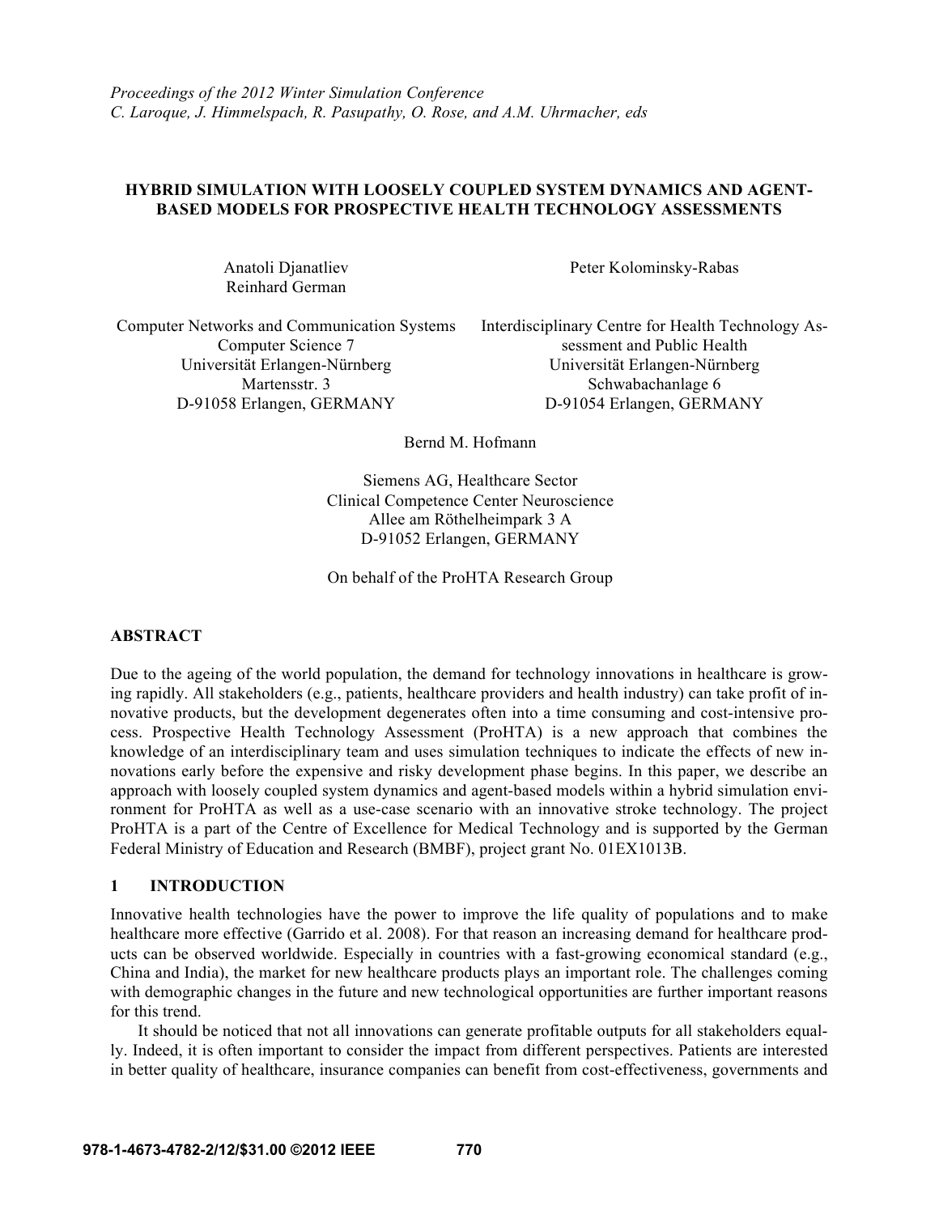*Proceedings of the 2012 Winter Simulation Conference*
*C. Laroque, J. Himmelspach, R. Pasupathy, O. Rose, and A.M. Uhrmacher, eds*

# HYBRID SIMULATION WITH LOOSELY COUPLED SYSTEM DYNAMICS AND AGENT-BASED MODELS FOR PROSPECTIVE HEALTH TECHNOLOGY ASSESSMENTS

Anatoli Djanatliev
Reinhard German

Computer Networks and Communication Systems
Computer Science 7
Universität Erlangen-Nürnberg
Martensstr. 3
D-91058 Erlangen, GERMANY

Peter Kolominsky-Rabas

Interdisciplinary Centre for Health Technology Assessment and Public Health
Universität Erlangen-Nürnberg
Schwabachanlage 6
D-91054 Erlangen, GERMANY

Bernd M. Hofmann

Siemens AG, Healthcare Sector
Clinical Competence Center Neuroscience
Allee am Röthelheimpark 3 A
D-91052 Erlangen, GERMANY

On behalf of the ProHTA Research Group

## ABSTRACT

Due to the ageing of the world population, the demand for technology innovations in healthcare is growing rapidly. All stakeholders (e.g., patients, healthcare providers and health industry) can take profit of innovative products, but the development degenerates often into a time consuming and cost-intensive process. Prospective Health Technology Assessment (ProHTA) is a new approach that combines the knowledge of an interdisciplinary team and uses simulation techniques to indicate the effects of new innovations early before the expensive and risky development phase begins. In this paper, we describe an approach with loosely coupled system dynamics and agent-based models within a hybrid simulation environment for ProHTA as well as a use-case scenario with an innovative stroke technology. The project ProHTA is a part of the Centre of Excellence for Medical Technology and is supported by the German Federal Ministry of Education and Research (BMBF), project grant No. 01EX1013B.

## 1 INTRODUCTION

Innovative health technologies have the power to improve the life quality of populations and to make healthcare more effective (Garrido et al. 2008). For that reason an increasing demand for healthcare products can be observed worldwide. Especially in countries with a fast-growing economical standard (e.g., China and India), the market for new healthcare products plays an important role. The challenges coming with demographic changes in the future and new technological opportunities are further important reasons for this trend.

It should be noticed that not all innovations can generate profitable outputs for all stakeholders equally. Indeed, it is often important to consider the impact from different perspectives. Patients are interested in better quality of healthcare, insurance companies can benefit from cost-effectiveness, governments and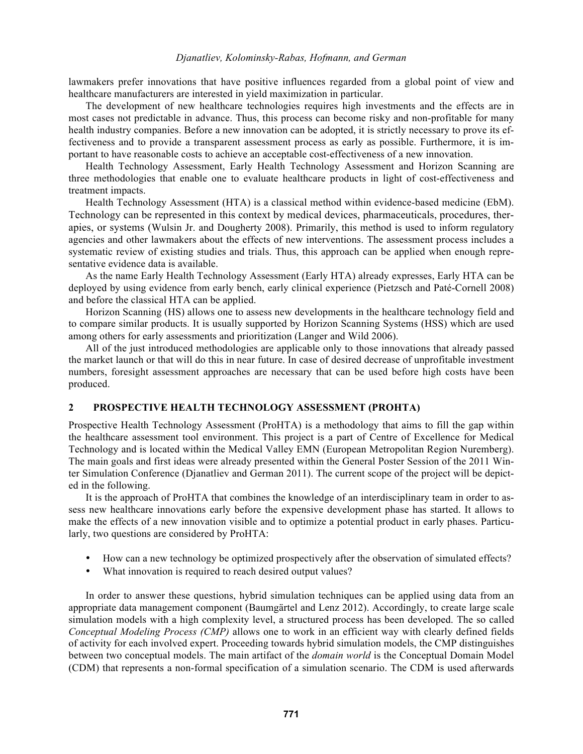lawmakers prefer innovations that have positive influences regarded from a global point of view and healthcare manufacturers are interested in yield maximization in particular.

The development of new healthcare technologies requires high investments and the effects are in most cases not predictable in advance. Thus, this process can become risky and non-profitable for many health industry companies. Before a new innovation can be adopted, it is strictly necessary to prove its effectiveness and to provide a transparent assessment process as early as possible. Furthermore, it is important to have reasonable costs to achieve an acceptable cost-effectiveness of a new innovation.

Health Technology Assessment, Early Health Technology Assessment and Horizon Scanning are three methodologies that enable one to evaluate healthcare products in light of cost-effectiveness and treatment impacts.

Health Technology Assessment (HTA) is a classical method within evidence-based medicine (EbM). Technology can be represented in this context by medical devices, pharmaceuticals, procedures, therapies, or systems (Wulsin Jr. and Dougherty 2008). Primarily, this method is used to inform regulatory agencies and other lawmakers about the effects of new interventions. The assessment process includes a systematic review of existing studies and trials. Thus, this approach can be applied when enough representative evidence data is available.

As the name Early Health Technology Assessment (Early HTA) already expresses, Early HTA can be deployed by using evidence from early bench, early clinical experience (Pietzsch and Paté-Cornell 2008) and before the classical HTA can be applied.

Horizon Scanning (HS) allows one to assess new developments in the healthcare technology field and to compare similar products. It is usually supported by Horizon Scanning Systems (HSS) which are used among others for early assessments and prioritization (Langer and Wild 2006).

All of the just introduced methodologies are applicable only to those innovations that already passed the market launch or that will do this in near future. In case of desired decrease of unprofitable investment numbers, foresight assessment approaches are necessary that can be used before high costs have been produced.

## 2 PROSPECTIVE HEALTH TECHNOLOGY ASSESSMENT (PROHTA)

Prospective Health Technology Assessment (ProHTA) is a methodology that aims to fill the gap within the healthcare assessment tool environment. This project is a part of Centre of Excellence for Medical Technology and is located within the Medical Valley EMN (European Metropolitan Region Nuremberg). The main goals and first ideas were already presented within the General Poster Session of the 2011 Winter Simulation Conference (Djanatliev and German 2011). The current scope of the project will be depicted in the following.

It is the approach of ProHTA that combines the knowledge of an interdisciplinary team in order to assess new healthcare innovations early before the expensive development phase has started. It allows to make the effects of a new innovation visible and to optimize a potential product in early phases. Particularly, two questions are considered by ProHTA:

- How can a new technology be optimized prospectively after the observation of simulated effects?
- What innovation is required to reach desired output values?

In order to answer these questions, hybrid simulation techniques can be applied using data from an appropriate data management component (Baumgärtel and Lenz 2012). Accordingly, to create large scale simulation models with a high complexity level, a structured process has been developed. The so called *Conceptual Modeling Process (CMP)* allows one to work in an efficient way with clearly defined fields of activity for each involved expert. Proceeding towards hybrid simulation models, the CMP distinguishes between two conceptual models. The main artifact of the *domain world* is the Conceptual Domain Model (CDM) that represents a non-formal specification of a simulation scenario. The CDM is used afterwards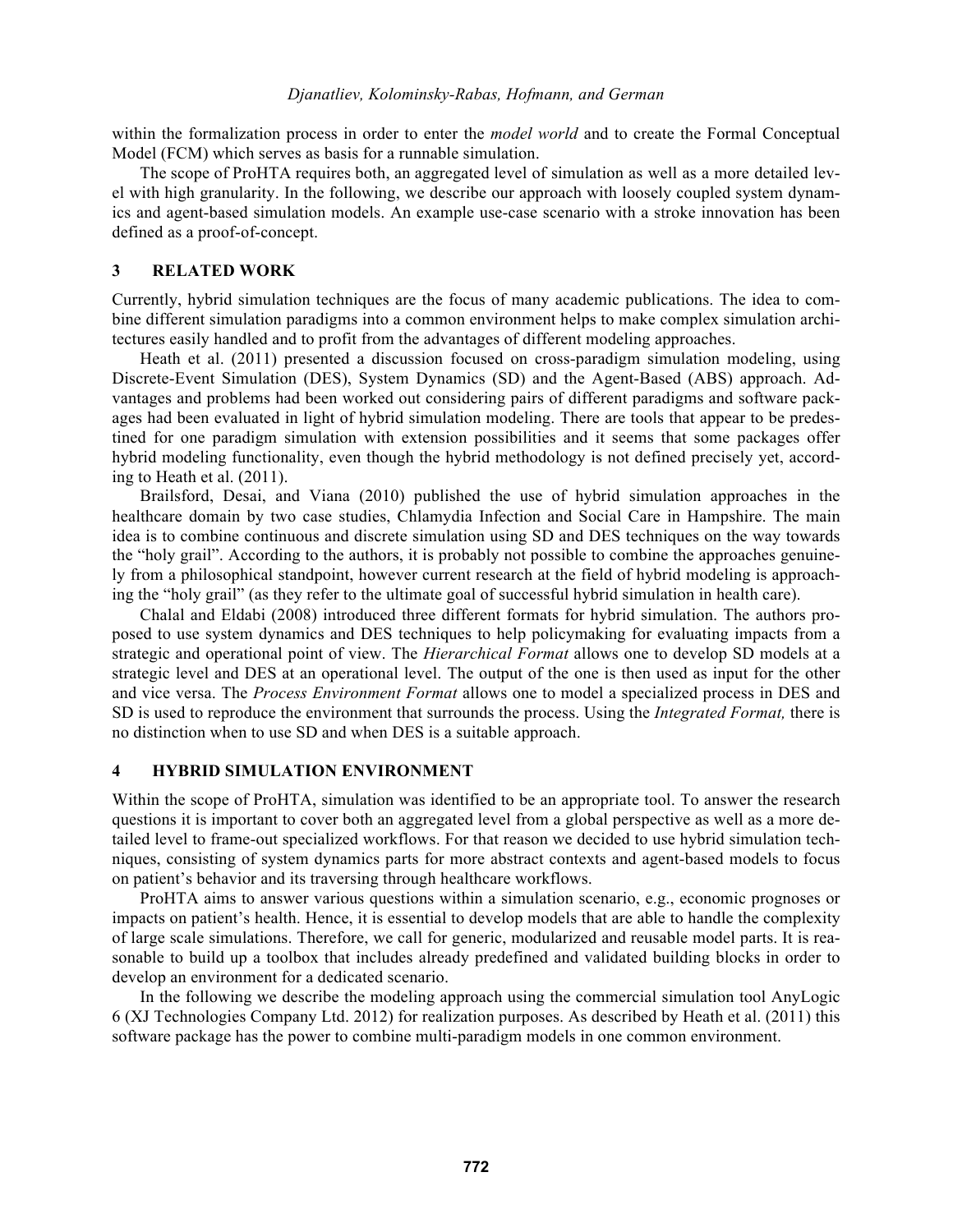within the formalization process in order to enter the *model world* and to create the Formal Conceptual Model (FCM) which serves as basis for a runnable simulation.

The scope of ProHTA requires both, an aggregated level of simulation as well as a more detailed level with high granularity. In the following, we describe our approach with loosely coupled system dynamics and agent-based simulation models. An example use-case scenario with a stroke innovation has been defined as a proof-of-concept.

## 3 RELATED WORK

Currently, hybrid simulation techniques are the focus of many academic publications. The idea to combine different simulation paradigms into a common environment helps to make complex simulation architectures easily handled and to profit from the advantages of different modeling approaches.

Heath et al. (2011) presented a discussion focused on cross-paradigm simulation modeling, using Discrete-Event Simulation (DES), System Dynamics (SD) and the Agent-Based (ABS) approach. Advantages and problems had been worked out considering pairs of different paradigms and software packages had been evaluated in light of hybrid simulation modeling. There are tools that appear to be predestined for one paradigm simulation with extension possibilities and it seems that some packages offer hybrid modeling functionality, even though the hybrid methodology is not defined precisely yet, according to Heath et al. (2011).

Brailsford, Desai, and Viana (2010) published the use of hybrid simulation approaches in the healthcare domain by two case studies, Chlamydia Infection and Social Care in Hampshire. The main idea is to combine continuous and discrete simulation using SD and DES techniques on the way towards the "holy grail". According to the authors, it is probably not possible to combine the approaches genuinely from a philosophical standpoint, however current research at the field of hybrid modeling is approaching the "holy grail" (as they refer to the ultimate goal of successful hybrid simulation in health care).

Chalal and Eldabi (2008) introduced three different formats for hybrid simulation. The authors proposed to use system dynamics and DES techniques to help policymaking for evaluating impacts from a strategic and operational point of view. The *Hierarchical Format* allows one to develop SD models at a strategic level and DES at an operational level. The output of the one is then used as input for the other and vice versa. The *Process Environment Format* allows one to model a specialized process in DES and SD is used to reproduce the environment that surrounds the process. Using the *Integrated Format,* there is no distinction when to use SD and when DES is a suitable approach.

## 4 HYBRID SIMULATION ENVIRONMENT

Within the scope of ProHTA, simulation was identified to be an appropriate tool. To answer the research questions it is important to cover both an aggregated level from a global perspective as well as a more detailed level to frame-out specialized workflows. For that reason we decided to use hybrid simulation techniques, consisting of system dynamics parts for more abstract contexts and agent-based models to focus on patient's behavior and its traversing through healthcare workflows.

ProHTA aims to answer various questions within a simulation scenario, e.g., economic prognoses or impacts on patient's health. Hence, it is essential to develop models that are able to handle the complexity of large scale simulations. Therefore, we call for generic, modularized and reusable model parts. It is reasonable to build up a toolbox that includes already predefined and validated building blocks in order to develop an environment for a dedicated scenario.

In the following we describe the modeling approach using the commercial simulation tool AnyLogic 6 (XJ Technologies Company Ltd. 2012) for realization purposes. As described by Heath et al. (2011) this software package has the power to combine multi-paradigm models in one common environment.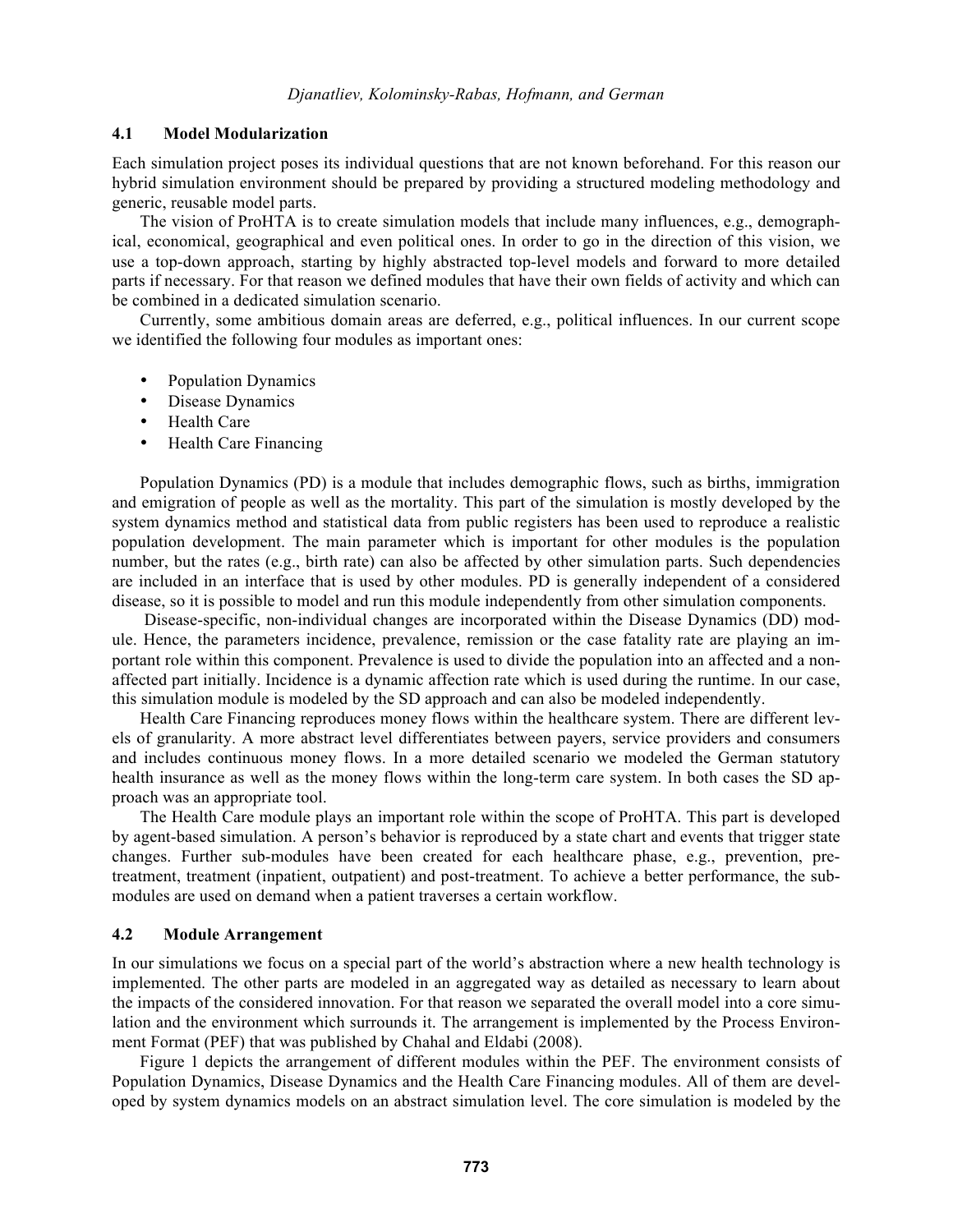### 4.1 Model Modularization

Each simulation project poses its individual questions that are not known beforehand. For this reason our hybrid simulation environment should be prepared by providing a structured modeling methodology and generic, reusable model parts.

The vision of ProHTA is to create simulation models that include many influences, e.g., demographical, economical, geographical and even political ones. In order to go in the direction of this vision, we use a top-down approach, starting by highly abstracted top-level models and forward to more detailed parts if necessary. For that reason we defined modules that have their own fields of activity and which can be combined in a dedicated simulation scenario.

Currently, some ambitious domain areas are deferred, e.g., political influences. In our current scope we identified the following four modules as important ones:

- Population Dynamics
- Disease Dynamics
- Health Care
- Health Care Financing

Population Dynamics (PD) is a module that includes demographic flows, such as births, immigration and emigration of people as well as the mortality. This part of the simulation is mostly developed by the system dynamics method and statistical data from public registers has been used to reproduce a realistic population development. The main parameter which is important for other modules is the population number, but the rates (e.g., birth rate) can also be affected by other simulation parts. Such dependencies are included in an interface that is used by other modules. PD is generally independent of a considered disease, so it is possible to model and run this module independently from other simulation components.

Disease-specific, non-individual changes are incorporated within the Disease Dynamics (DD) module. Hence, the parameters incidence, prevalence, remission or the case fatality rate are playing an important role within this component. Prevalence is used to divide the population into an affected and a non-affected part initially. Incidence is a dynamic affection rate which is used during the runtime. In our case, this simulation module is modeled by the SD approach and can also be modeled independently.

Health Care Financing reproduces money flows within the healthcare system. There are different levels of granularity. A more abstract level differentiates between payers, service providers and consumers and includes continuous money flows. In a more detailed scenario we modeled the German statutory health insurance as well as the money flows within the long-term care system. In both cases the SD approach was an appropriate tool.

The Health Care module plays an important role within the scope of ProHTA. This part is developed by agent-based simulation. A person's behavior is reproduced by a state chart and events that trigger state changes. Further sub-modules have been created for each healthcare phase, e.g., prevention, pre-treatment, treatment (inpatient, outpatient) and post-treatment. To achieve a better performance, the sub-modules are used on demand when a patient traverses a certain workflow.

### 4.2 Module Arrangement

In our simulations we focus on a special part of the world's abstraction where a new health technology is implemented. The other parts are modeled in an aggregated way as detailed as necessary to learn about the impacts of the considered innovation. For that reason we separated the overall model into a core simulation and the environment which surrounds it. The arrangement is implemented by the Process Environment Format (PEF) that was published by Chahal and Eldabi (2008).

Figure 1 depicts the arrangement of different modules within the PEF. The environment consists of Population Dynamics, Disease Dynamics and the Health Care Financing modules. All of them are developed by system dynamics models on an abstract simulation level. The core simulation is modeled by the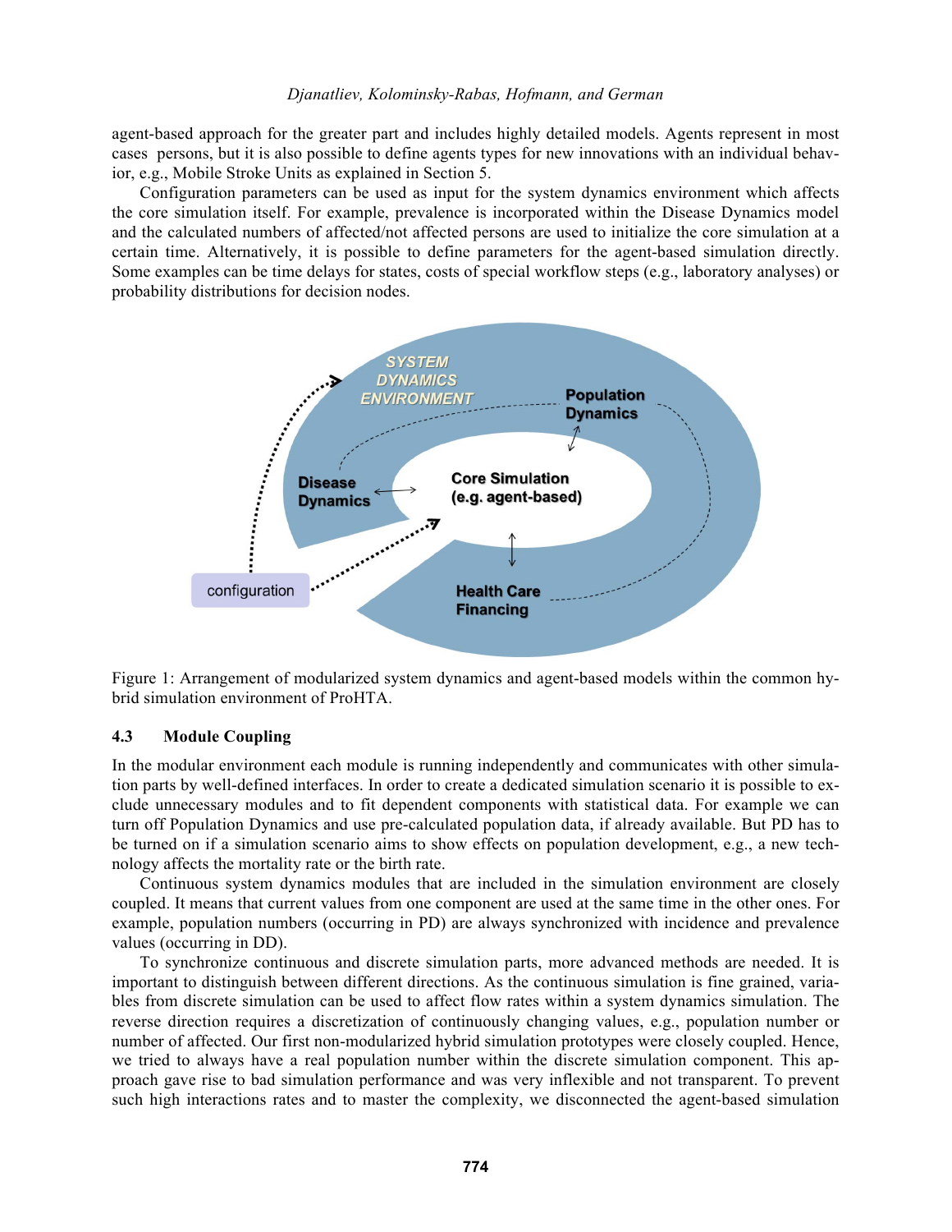agent-based approach for the greater part and includes highly detailed models. Agents represent in most cases persons, but it is also possible to define agents types for new innovations with an individual behavior, e.g., Mobile Stroke Units as explained in Section 5.

Configuration parameters can be used as input for the system dynamics environment which affects the core simulation itself. For example, prevalence is incorporated within the Disease Dynamics model and the calculated numbers of affected/not affected persons are used to initialize the core simulation at a certain time. Alternatively, it is possible to define parameters for the agent-based simulation directly. Some examples can be time delays for states, costs of special workflow steps (e.g., laboratory analyses) or probability distributions for decision nodes.

SYSTEM DYNAMICS ENVIRONMENT

Population Dynamics

Disease Dynamics

Core Simulation (e.g. agent-based)

Health Care Financing

configuration

Figure 1: Arrangement of modularized system dynamics and agent-based models within the common hybrid simulation environment of ProHTA.

### 4.3 Module Coupling

In the modular environment each module is running independently and communicates with other simulation parts by well-defined interfaces. In order to create a dedicated simulation scenario it is possible to exclude unnecessary modules and to fit dependent components with statistical data. For example we can turn off Population Dynamics and use pre-calculated population data, if already available. But PD has to be turned on if a simulation scenario aims to show effects on population development, e.g., a new technology affects the mortality rate or the birth rate.

Continuous system dynamics modules that are included in the simulation environment are closely coupled. It means that current values from one component are used at the same time in the other ones. For example, population numbers (occurring in PD) are always synchronized with incidence and prevalence values (occurring in DD).

To synchronize continuous and discrete simulation parts, more advanced methods are needed. It is important to distinguish between different directions. As the continuous simulation is fine grained, variables from discrete simulation can be used to affect flow rates within a system dynamics simulation. The reverse direction requires a discretization of continuously changing values, e.g., population number or number of affected. Our first non-modularized hybrid simulation prototypes were closely coupled. Hence, we tried to always have a real population number within the discrete simulation component. This approach gave rise to bad simulation performance and was very inflexible and not transparent. To prevent such high interactions rates and to master the complexity, we disconnected the agent-based simulation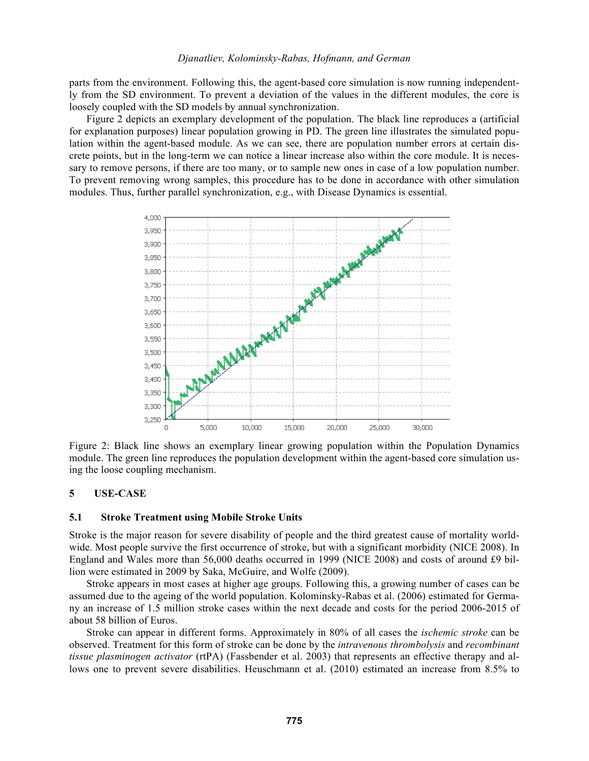parts from the environment. Following this, the agent-based core simulation is now running independently from the SD environment. To prevent a deviation of the values in the different modules, the core is loosely coupled with the SD models by annual synchronization.

Figure 2 depicts an exemplary development of the population. The black line reproduces a (artificial for explanation purposes) linear population growing in PD. The green line illustrates the simulated population within the agent-based module. As we can see, there are population number errors at certain discrete points, but in the long-term we can notice a linear increase also within the core module. It is necessary to remove persons, if there are too many, or to sample new ones in case of a low population number. To prevent removing wrong samples, this procedure has to be done in accordance with other simulation modules. Thus, further parallel synchronization, e.g., with Disease Dynamics is essential.

Figure 2: Black line shows an exemplary linear growing population within the Population Dynamics module. The green line reproduces the population development within the agent-based core simulation using the loose coupling mechanism.

## 5 USE-CASE

### 5.1 Stroke Treatment using Mobile Stroke Units

Stroke is the major reason for severe disability of people and the third greatest cause of mortality worldwide. Most people survive the first occurrence of stroke, but with a significant morbidity (NICE 2008). In England and Wales more than 56,000 deaths occurred in 1999 (NICE 2008) and costs of around £9 billion were estimated in 2009 by Saka, McGuire, and Wolfe (2009).

Stroke appears in most cases at higher age groups. Following this, a growing number of cases can be assumed due to the ageing of the world population. Kolominsky-Rabas et al. (2006) estimated for Germany an increase of 1.5 million stroke cases within the next decade and costs for the period 2006-2015 of about 58 billion of Euros.

Stroke can appear in different forms. Approximately in 80% of all cases the *ischemic stroke* can be observed. Treatment for this form of stroke can be done by the *intravenous thrombolysis* and *recombinant tissue plasminogen activator* (rtPA) (Fassbender et al. 2003) that represents an effective therapy and allows one to prevent severe disabilities. Heuschmann et al. (2010) estimated an increase from 8.5% to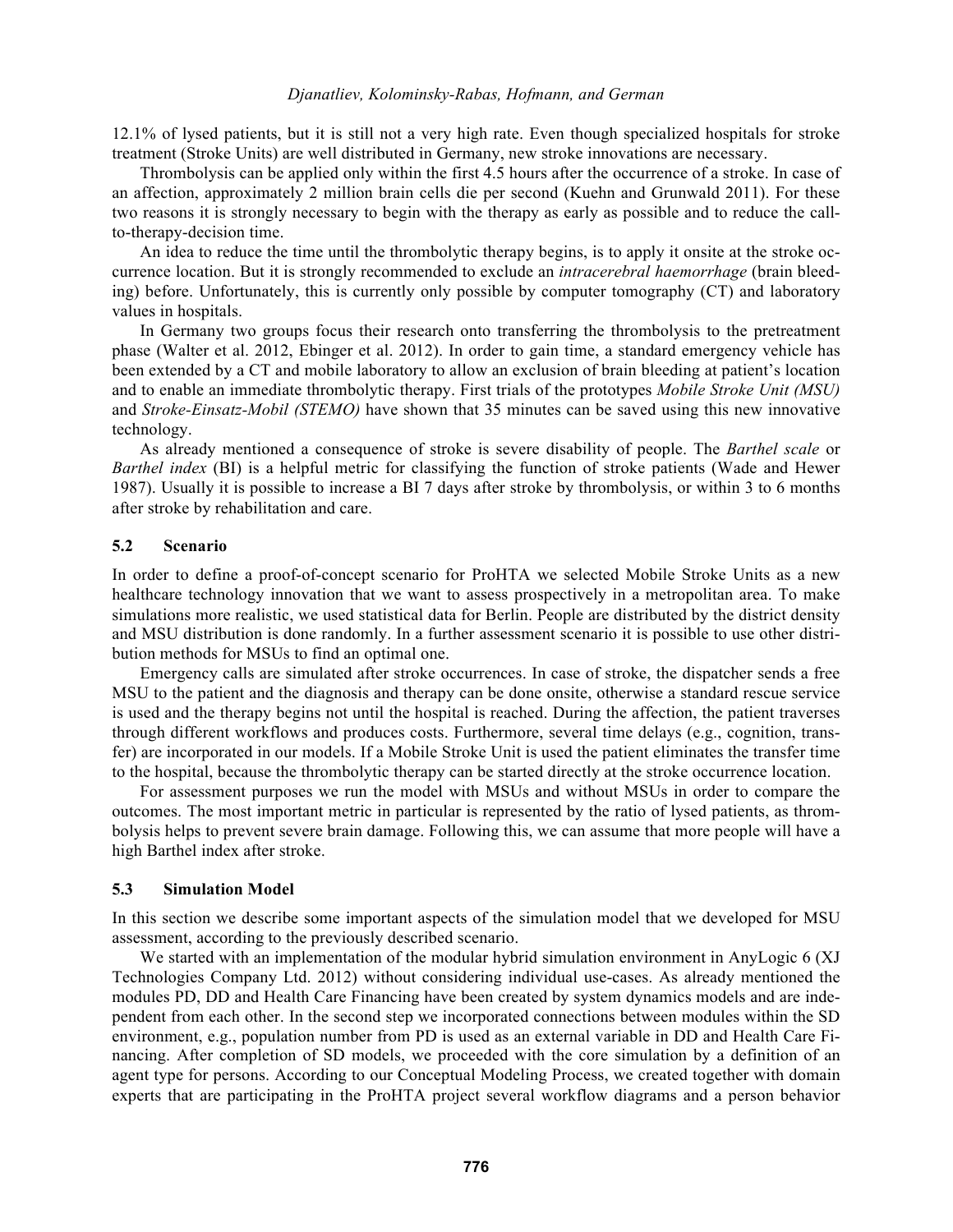12.1% of lysed patients, but it is still not a very high rate. Even though specialized hospitals for stroke treatment (Stroke Units) are well distributed in Germany, new stroke innovations are necessary.

Thrombolysis can be applied only within the first 4.5 hours after the occurrence of a stroke. In case of an affection, approximately 2 million brain cells die per second (Kuehn and Grunwald 2011). For these two reasons it is strongly necessary to begin with the therapy as early as possible and to reduce the call-to-therapy-decision time.

An idea to reduce the time until the thrombolytic therapy begins, is to apply it onsite at the stroke occurrence location. But it is strongly recommended to exclude an *intracerebral haemorrhage* (brain bleeding) before. Unfortunately, this is currently only possible by computer tomography (CT) and laboratory values in hospitals.

In Germany two groups focus their research onto transferring the thrombolysis to the pretreatment phase (Walter et al. 2012, Ebinger et al. 2012). In order to gain time, a standard emergency vehicle has been extended by a CT and mobile laboratory to allow an exclusion of brain bleeding at patient's location and to enable an immediate thrombolytic therapy. First trials of the prototypes *Mobile Stroke Unit (MSU)* and *Stroke-Einsatz-Mobil (STEMO)* have shown that 35 minutes can be saved using this new innovative technology.

As already mentioned a consequence of stroke is severe disability of people. The *Barthel scale* or *Barthel index* (BI) is a helpful metric for classifying the function of stroke patients (Wade and Hewer 1987). Usually it is possible to increase a BI 7 days after stroke by thrombolysis, or within 3 to 6 months after stroke by rehabilitation and care.

### 5.2 Scenario

In order to define a proof-of-concept scenario for ProHTA we selected Mobile Stroke Units as a new healthcare technology innovation that we want to assess prospectively in a metropolitan area. To make simulations more realistic, we used statistical data for Berlin. People are distributed by the district density and MSU distribution is done randomly. In a further assessment scenario it is possible to use other distribution methods for MSUs to find an optimal one.

Emergency calls are simulated after stroke occurrences. In case of stroke, the dispatcher sends a free MSU to the patient and the diagnosis and therapy can be done onsite, otherwise a standard rescue service is used and the therapy begins not until the hospital is reached. During the affection, the patient traverses through different workflows and produces costs. Furthermore, several time delays (e.g., cognition, transfer) are incorporated in our models. If a Mobile Stroke Unit is used the patient eliminates the transfer time to the hospital, because the thrombolytic therapy can be started directly at the stroke occurrence location.

For assessment purposes we run the model with MSUs and without MSUs in order to compare the outcomes. The most important metric in particular is represented by the ratio of lysed patients, as thrombolysis helps to prevent severe brain damage. Following this, we can assume that more people will have a high Barthel index after stroke.

### 5.3 Simulation Model

In this section we describe some important aspects of the simulation model that we developed for MSU assessment, according to the previously described scenario.

We started with an implementation of the modular hybrid simulation environment in AnyLogic 6 (XJ Technologies Company Ltd. 2012) without considering individual use-cases. As already mentioned the modules PD, DD and Health Care Financing have been created by system dynamics models and are independent from each other. In the second step we incorporated connections between modules within the SD environment, e.g., population number from PD is used as an external variable in DD and Health Care Financing. After completion of SD models, we proceeded with the core simulation by a definition of an agent type for persons. According to our Conceptual Modeling Process, we created together with domain experts that are participating in the ProHTA project several workflow diagrams and a person behavior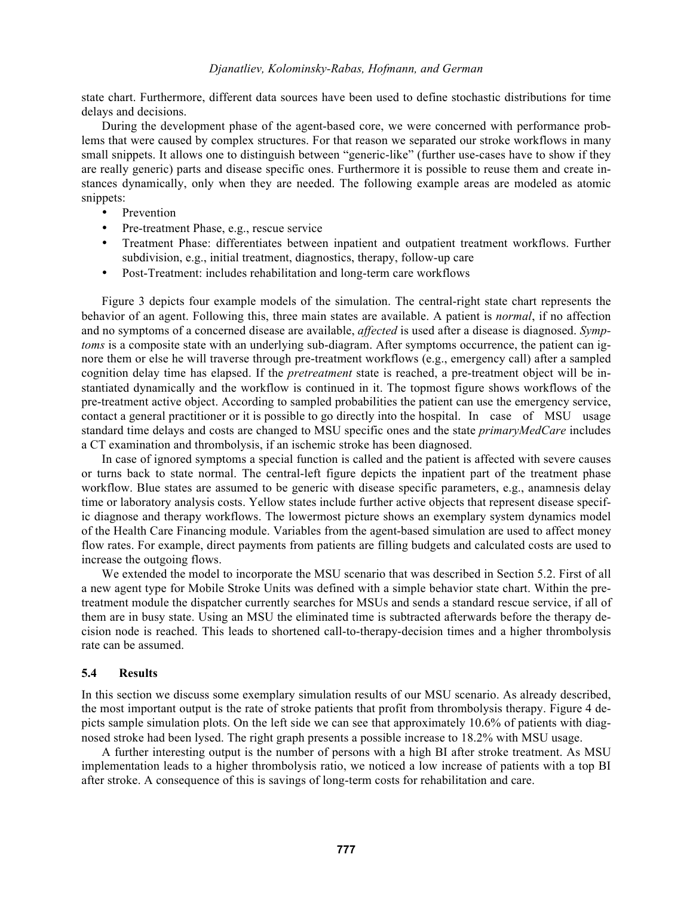state chart. Furthermore, different data sources have been used to define stochastic distributions for time delays and decisions.

During the development phase of the agent-based core, we were concerned with performance problems that were caused by complex structures. For that reason we separated our stroke workflows in many small snippets. It allows one to distinguish between "generic-like" (further use-cases have to show if they are really generic) parts and disease specific ones. Furthermore it is possible to reuse them and create instances dynamically, only when they are needed. The following example areas are modeled as atomic snippets:

- Prevention
- Pre-treatment Phase, e.g., rescue service
- Treatment Phase: differentiates between inpatient and outpatient treatment workflows. Further subdivision, e.g., initial treatment, diagnostics, therapy, follow-up care
- Post-Treatment: includes rehabilitation and long-term care workflows

Figure 3 depicts four example models of the simulation. The central-right state chart represents the behavior of an agent. Following this, three main states are available. A patient is *normal*, if no affection and no symptoms of a concerned disease are available, *affected* is used after a disease is diagnosed. *Symptoms* is a composite state with an underlying sub-diagram. After symptoms occurrence, the patient can ignore them or else he will traverse through pre-treatment workflows (e.g., emergency call) after a sampled cognition delay time has elapsed. If the *pretreatment* state is reached, a pre-treatment object will be instantiated dynamically and the workflow is continued in it. The topmost figure shows workflows of the pre-treatment active object. According to sampled probabilities the patient can use the emergency service, contact a general practitioner or it is possible to go directly into the hospital. In case of MSU usage standard time delays and costs are changed to MSU specific ones and the state *primaryMedCare* includes a CT examination and thrombolysis, if an ischemic stroke has been diagnosed.

In case of ignored symptoms a special function is called and the patient is affected with severe causes or turns back to state normal. The central-left figure depicts the inpatient part of the treatment phase workflow. Blue states are assumed to be generic with disease specific parameters, e.g., anamnesis delay time or laboratory analysis costs. Yellow states include further active objects that represent disease specific diagnose and therapy workflows. The lowermost picture shows an exemplary system dynamics model of the Health Care Financing module. Variables from the agent-based simulation are used to affect money flow rates. For example, direct payments from patients are filling budgets and calculated costs are used to increase the outgoing flows.

We extended the model to incorporate the MSU scenario that was described in Section 5.2. First of all a new agent type for Mobile Stroke Units was defined with a simple behavior state chart. Within the pre-treatment module the dispatcher currently searches for MSUs and sends a standard rescue service, if all of them are in busy state. Using an MSU the eliminated time is subtracted afterwards before the therapy decision node is reached. This leads to shortened call-to-therapy-decision times and a higher thrombolysis rate can be assumed.

### 5.4 Results

In this section we discuss some exemplary simulation results of our MSU scenario. As already described, the most important output is the rate of stroke patients that profit from thrombolysis therapy. Figure 4 depicts sample simulation plots. On the left side we can see that approximately 10.6% of patients with diagnosed stroke had been lysed. The right graph presents a possible increase to 18.2% with MSU usage.

A further interesting output is the number of persons with a high BI after stroke treatment. As MSU implementation leads to a higher thrombolysis ratio, we noticed a low increase of patients with a top BI after stroke. A consequence of this is savings of long-term costs for rehabilitation and care.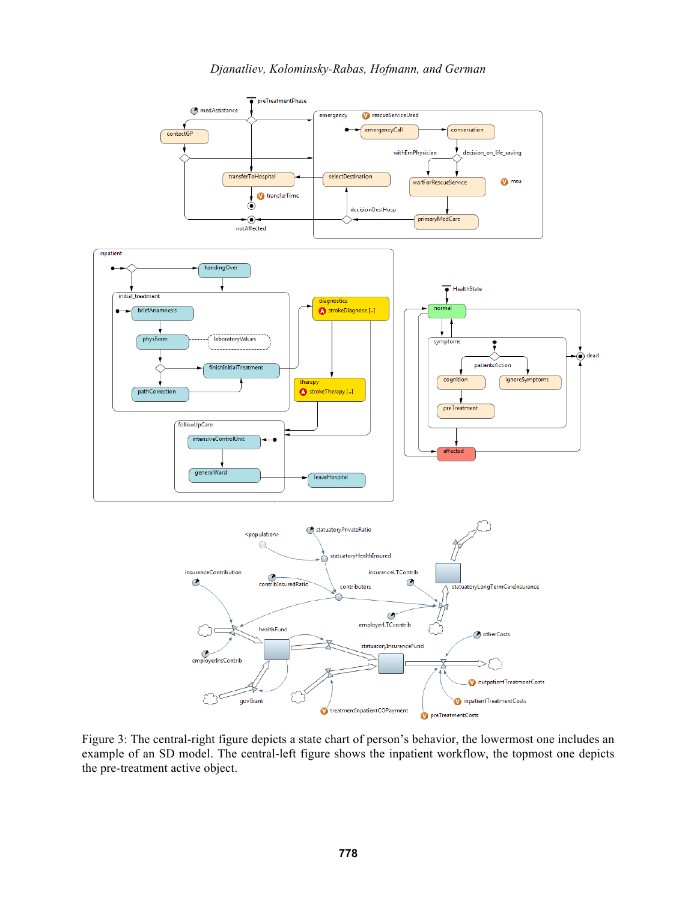Figure 3: The central-right figure depicts a state chart of person's behavior, the lowermost one includes an example of an SD model. The central-left figure shows the inpatient workflow, the topmost one depicts the pre-treatment active object.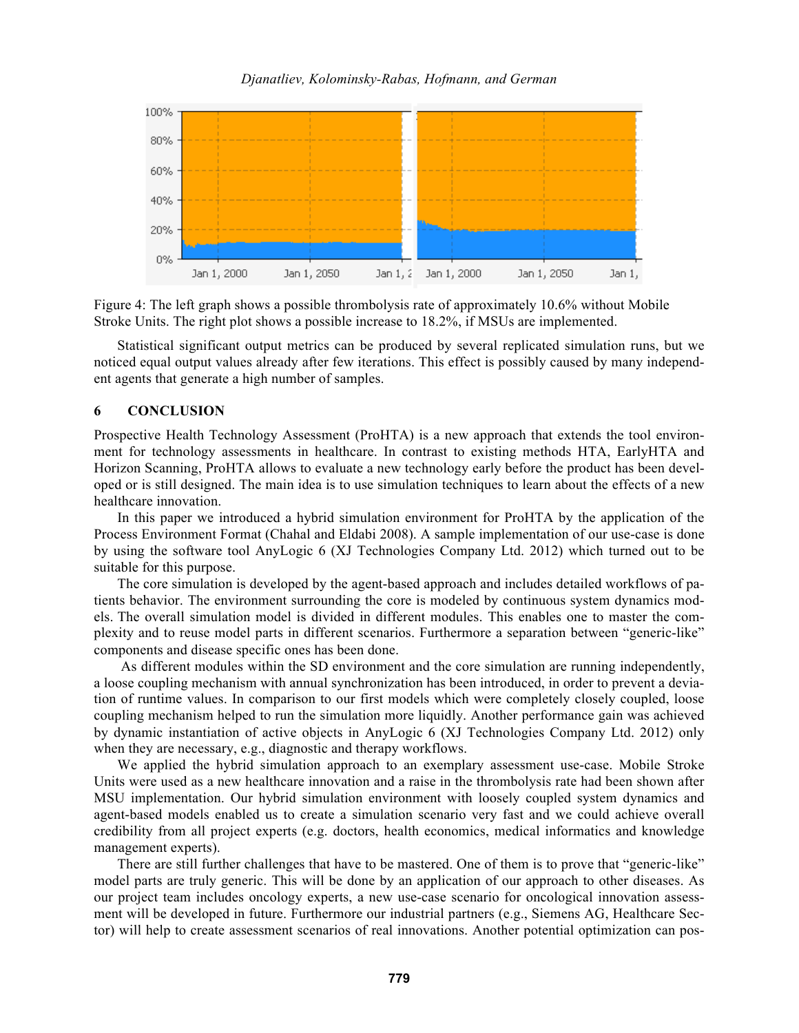100%
80%
60%
40%
20%
0%
Jan 1, 2000
Jan 1, 2050
Jan 1, 2
Jan 1, 2000
Jan 1, 2050
Jan 1,

Figure 4: The left graph shows a possible thrombolysis rate of approximately 10.6% without Mobile Stroke Units. The right plot shows a possible increase to 18.2%, if MSUs are implemented.

Statistical significant output metrics can be produced by several replicated simulation runs, but we noticed equal output values already after few iterations. This effect is possibly caused by many independent agents that generate a high number of samples.

## 6 CONCLUSION

Prospective Health Technology Assessment (ProHTA) is a new approach that extends the tool environment for technology assessments in healthcare. In contrast to existing methods HTA, EarlyHTA and Horizon Scanning, ProHTA allows to evaluate a new technology early before the product has been developed or is still designed. The main idea is to use simulation techniques to learn about the effects of a new healthcare innovation.

In this paper we introduced a hybrid simulation environment for ProHTA by the application of the Process Environment Format (Chahal and Eldabi 2008). A sample implementation of our use-case is done by using the software tool AnyLogic 6 (XJ Technologies Company Ltd. 2012) which turned out to be suitable for this purpose.

The core simulation is developed by the agent-based approach and includes detailed workflows of patients behavior. The environment surrounding the core is modeled by continuous system dynamics models. The overall simulation model is divided in different modules. This enables one to master the complexity and to reuse model parts in different scenarios. Furthermore a separation between "generic-like" components and disease specific ones has been done.

As different modules within the SD environment and the core simulation are running independently, a loose coupling mechanism with annual synchronization has been introduced, in order to prevent a deviation of runtime values. In comparison to our first models which were completely closely coupled, loose coupling mechanism helped to run the simulation more liquidly. Another performance gain was achieved by dynamic instantiation of active objects in AnyLogic 6 (XJ Technologies Company Ltd. 2012) only when they are necessary, e.g., diagnostic and therapy workflows.

We applied the hybrid simulation approach to an exemplary assessment use-case. Mobile Stroke Units were used as a new healthcare innovation and a raise in the thrombolysis rate had been shown after MSU implementation. Our hybrid simulation environment with loosely coupled system dynamics and agent-based models enabled us to create a simulation scenario very fast and we could achieve overall credibility from all project experts (e.g. doctors, health economics, medical informatics and knowledge management experts).

There are still further challenges that have to be mastered. One of them is to prove that "generic-like" model parts are truly generic. This will be done by an application of our approach to other diseases. As our project team includes oncology experts, a new use-case scenario for oncological innovation assessment will be developed in future. Furthermore our industrial partners (e.g., Siemens AG, Healthcare Sector) will help to create assessment scenarios of real innovations. Another potential optimization can pos-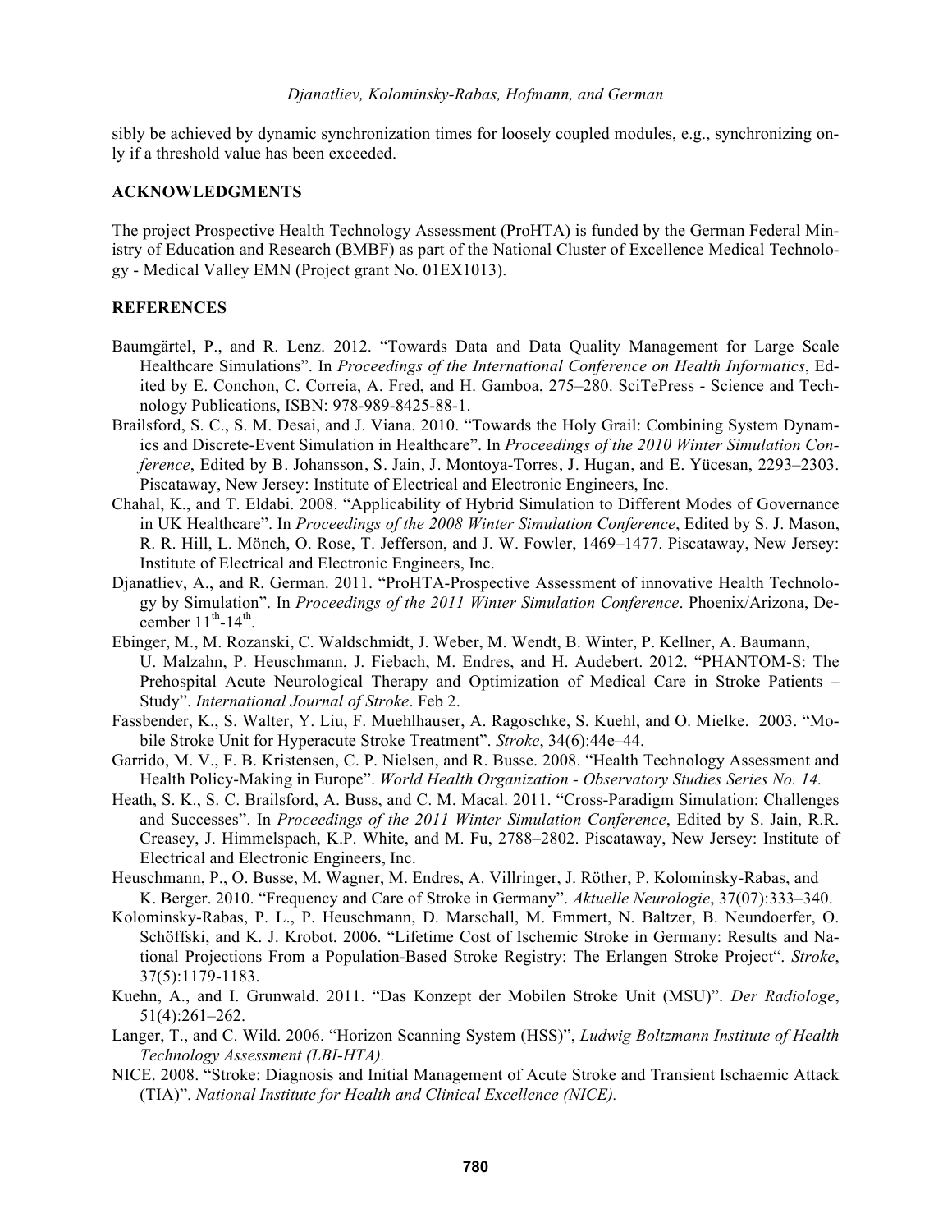sibly be achieved by dynamic synchronization times for loosely coupled modules, e.g., synchronizing only if a threshold value has been exceeded.

## ACKNOWLEDGMENTS

The project Prospective Health Technology Assessment (ProHTA) is funded by the German Federal Ministry of Education and Research (BMBF) as part of the National Cluster of Excellence Medical Technology - Medical Valley EMN (Project grant No. 01EX1013).

## REFERENCES

Baumgärtel, P., and R. Lenz. 2012. "Towards Data and Data Quality Management for Large Scale Healthcare Simulations". In *Proceedings of the International Conference on Health Informatics*, Edited by E. Conchon, C. Correia, A. Fred, and H. Gamboa, 275–280. SciTePress - Science and Technology Publications, ISBN: 978-989-8425-88-1.

Brailsford, S. C., S. M. Desai, and J. Viana. 2010. "Towards the Holy Grail: Combining System Dynamics and Discrete-Event Simulation in Healthcare". In *Proceedings of the 2010 Winter Simulation Conference*, Edited by B. Johansson, S. Jain, J. Montoya-Torres, J. Hugan, and E. Yücesan, 2293–2303. Piscataway, New Jersey: Institute of Electrical and Electronic Engineers, Inc.

Chahal, K., and T. Eldabi. 2008. "Applicability of Hybrid Simulation to Different Modes of Governance in UK Healthcare". In *Proceedings of the 2008 Winter Simulation Conference*, Edited by S. J. Mason, R. R. Hill, L. Mönch, O. Rose, T. Jefferson, and J. W. Fowler, 1469–1477. Piscataway, New Jersey: Institute of Electrical and Electronic Engineers, Inc.

Djanatliev, A., and R. German. 2011. "ProHTA-Prospective Assessment of innovative Health Technology by Simulation". In *Proceedings of the 2011 Winter Simulation Conference*. Phoenix/Arizona, December $11^{th}$-$14^{th}$.

Ebinger, M., M. Rozanski, C. Waldschmidt, J. Weber, M. Wendt, B. Winter, P. Kellner, A. Baumann, U. Malzahn, P. Heuschmann, J. Fiebach, M. Endres, and H. Audebert. 2012. "PHANTOM-S: The Prehospital Acute Neurological Therapy and Optimization of Medical Care in Stroke Patients – Study". *International Journal of Stroke*. Feb 2.

Fassbender, K., S. Walter, Y. Liu, F. Muehlhauser, A. Ragoschke, S. Kuehl, and O. Mielke. 2003. "Mobile Stroke Unit for Hyperacute Stroke Treatment". *Stroke*, 34(6):44e–44.

Garrido, M. V., F. B. Kristensen, C. P. Nielsen, and R. Busse. 2008. "Health Technology Assessment and Health Policy-Making in Europe". *World Health Organization - Observatory Studies Series No. 14.*

Heath, S. K., S. C. Brailsford, A. Buss, and C. M. Macal. 2011. "Cross-Paradigm Simulation: Challenges and Successes". In *Proceedings of the 2011 Winter Simulation Conference*, Edited by S. Jain, R.R. Creasey, J. Himmelspach, K.P. White, and M. Fu, 2788–2802. Piscataway, New Jersey: Institute of Electrical and Electronic Engineers, Inc.

Heuschmann, P., O. Busse, M. Wagner, M. Endres, A. Villringer, J. Röther, P. Kolominsky-Rabas, and K. Berger. 2010. "Frequency and Care of Stroke in Germany". *Aktuelle Neurologie*, 37(07):333–340.

Kolominsky-Rabas, P. L., P. Heuschmann, D. Marschall, M. Emmert, N. Baltzer, B. Neundoerfer, O. Schöffski, and K. J. Krobot. 2006. "Lifetime Cost of Ischemic Stroke in Germany: Results and National Projections From a Population-Based Stroke Registry: The Erlangen Stroke Project". *Stroke*, 37(5):1179-1183.

Kuehn, A., and I. Grunwald. 2011. "Das Konzept der Mobilen Stroke Unit (MSU)". *Der Radiologe*, 51(4):261–262.

Langer, T., and C. Wild. 2006. "Horizon Scanning System (HSS)", *Ludwig Boltzmann Institute of Health Technology Assessment (LBI-HTA).*

NICE. 2008. "Stroke: Diagnosis and Initial Management of Acute Stroke and Transient Ischaemic Attack (TIA)". *National Institute for Health and Clinical Excellence (NICE).*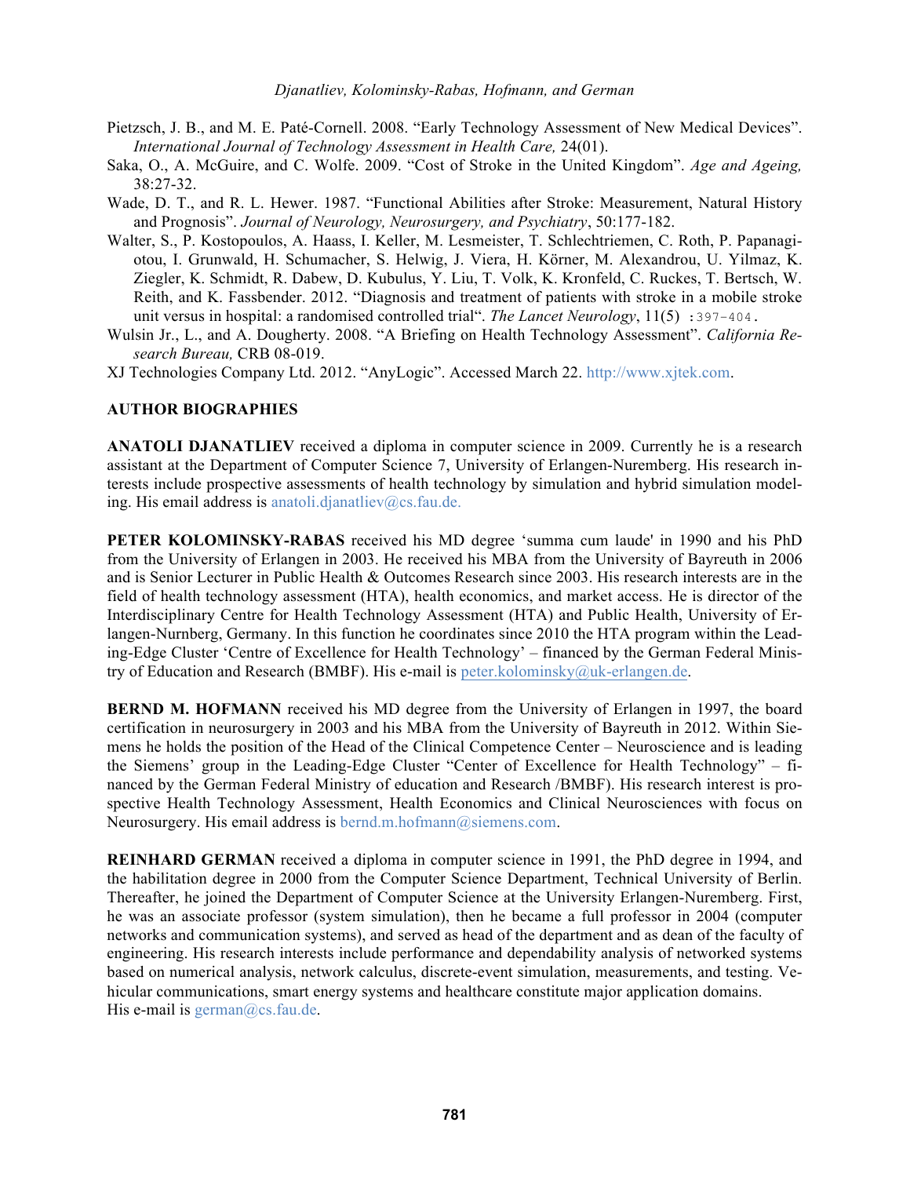Pietzsch, J. B., and M. E. Paté-Cornell. 2008. "Early Technology Assessment of New Medical Devices". *International Journal of Technology Assessment in Health Care,* 24(01).

Saka, O., A. McGuire, and C. Wolfe. 2009. "Cost of Stroke in the United Kingdom". *Age and Ageing,* 38:27-32.

Wade, D. T., and R. L. Hewer. 1987. "Functional Abilities after Stroke: Measurement, Natural History and Prognosis". *Journal of Neurology, Neurosurgery, and Psychiatry*, 50:177-182.

Walter, S., P. Kostopoulos, A. Haass, I. Keller, M. Lesmeister, T. Schlechtriemen, C. Roth, P. Papanagiotou, I. Grunwald, H. Schumacher, S. Helwig, J. Viera, H. Körner, M. Alexandrou, U. Yilmaz, K. Ziegler, K. Schmidt, R. Dabew, D. Kubulus, Y. Liu, T. Volk, K. Kronfeld, C. Ruckes, T. Bertsch, W. Reith, and K. Fassbender. 2012. "Diagnosis and treatment of patients with stroke in a mobile stroke unit versus in hospital: a randomised controlled trial". *The Lancet Neurology*, 11(5) :397-404.

Wulsin Jr., L., and A. Dougherty. 2008. "A Briefing on Health Technology Assessment". *California Research Bureau,* CRB 08-019.

XJ Technologies Company Ltd. 2012. "AnyLogic". Accessed March 22. http://www.xjtek.com.

**AUTHOR BIOGRAPHIES**

**ANATOLI DJANATLIEV** received a diploma in computer science in 2009. Currently he is a research assistant at the Department of Computer Science 7, University of Erlangen-Nuremberg. His research interests include prospective assessments of health technology by simulation and hybrid simulation modeling. His email address is anatoli.djanatliev@cs.fau.de.

**PETER KOLOMINSKY-RABAS** received his MD degree 'summa cum laude' in 1990 and his PhD from the University of Erlangen in 2003. He received his MBA from the University of Bayreuth in 2006 and is Senior Lecturer in Public Health & Outcomes Research since 2003. His research interests are in the field of health technology assessment (HTA), health economics, and market access. He is director of the Interdisciplinary Centre for Health Technology Assessment (HTA) and Public Health, University of Erlangen-Nurnberg, Germany. In this function he coordinates since 2010 the HTA program within the Leading-Edge Cluster 'Centre of Excellence for Health Technology' – financed by the German Federal Ministry of Education and Research (BMBF). His e-mail is peter.kolominsky@uk-erlangen.de.

**BERND M. HOFMANN** received his MD degree from the University of Erlangen in 1997, the board certification in neurosurgery in 2003 and his MBA from the University of Bayreuth in 2012. Within Siemens he holds the position of the Head of the Clinical Competence Center – Neuroscience and is leading the Siemens' group in the Leading-Edge Cluster "Center of Excellence for Health Technology" – financed by the German Federal Ministry of education and Research /BMBF). His research interest is prospective Health Technology Assessment, Health Economics and Clinical Neurosciences with focus on Neurosurgery. His email address is bernd.m.hofmann@siemens.com.

**REINHARD GERMAN** received a diploma in computer science in 1991, the PhD degree in 1994, and the habilitation degree in 2000 from the Computer Science Department, Technical University of Berlin. Thereafter, he joined the Department of Computer Science at the University Erlangen-Nuremberg. First, he was an associate professor (system simulation), then he became a full professor in 2004 (computer networks and communication systems), and served as head of the department and as dean of the faculty of engineering. His research interests include performance and dependability analysis of networked systems based on numerical analysis, network calculus, discrete-event simulation, measurements, and testing. Vehicular communications, smart energy systems and healthcare constitute major application domains. His e-mail is german@cs.fau.de.